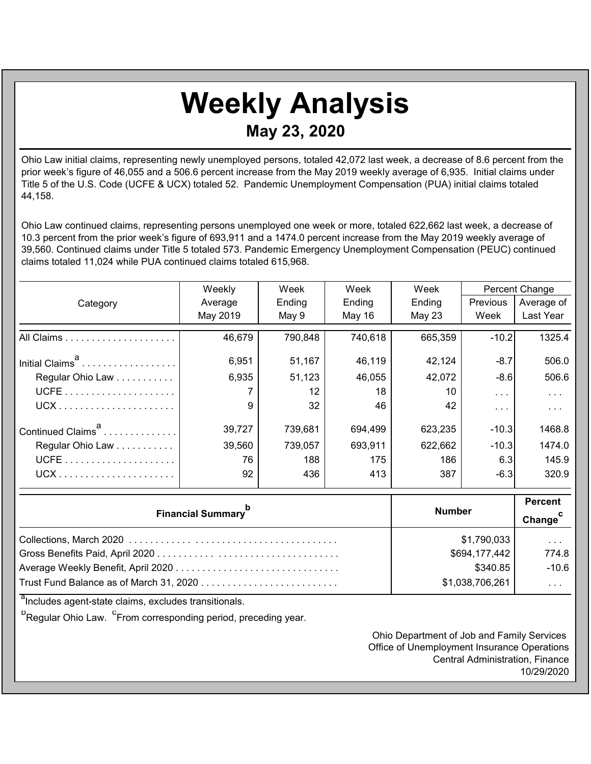# Weekly Analysis

## May 23, 2020

Ohio Law initial claims, representing newly unemployed persons, totaled 42,072 last week, a decrease of 8.6 percent from the prior week's figure of 46,055 and a 506.6 percent increase from the May 2019 weekly average of 6,935. Initial claims under Title 5 of the U.S. Code (UCFE & UCX) totaled 52. Pandemic Unemployment Compensation (PUA) initial claims totaled 44,158.

Ohio Law continued claims, representing persons unemployed one week or more, totaled 622,662 last week, a decrease of 10.3 percent from the prior week's figure of 693,911 and a 1474.0 percent increase from the May 2019 weekly average of 39,560. Continued claims under Title 5 totaled 573. Pandemic Emergency Unemployment Compensation (PEUC) continued claims totaled 11,024 while PUA continued claims totaled 615,968.

| Category | Weekly Average May 2019 | Week Ending May 9 | Week Ending May 16 | Week Ending May 23 | Percent Change | |
|---|---|---|---|---|---|---|
| | | | | | Previous Week | Average of Last Year |
| All Claims | 46,679 | 790,848 | 740,618 | 665,359 | -10.2 | 1325.4 |
| Initial Claims[a] | 6,951 | 51,167 | 46,119 | 42,124 | -8.7 | 506.0 |
| Regular Ohio Law | 6,935 | 51,123 | 46,055 | 42,072 | -8.6 | 506.6 |
| UCFE | 7 | 12 | 18 | 10 | . . . | . . . |
| UCX | 9 | 32 | 46 | 42 | . . . | . . . |
| Continued Claims[a] | 39,727 | 739,681 | 694,499 | 623,235 | -10.3 | 1468.8 |
| Regular Ohio Law | 39,560 | 739,057 | 693,911 | 622,662 | -10.3 | 1474.0 |
| UCFE | 76 | 188 | 175 | 186 | 6.3 | 145.9 |
| UCX | 92 | 436 | 413 | 387 | -6.3 | 320.9 |

| Financial Summary[b] | Number | Percent Change[c] |
|---|---|---|
| Collections, March 2020 | $1,790,033 | . . . |
| Gross Benefits Paid, April 2020 | $694,177,442 | 774.8 |
| Average Weekly Benefit, April 2020 | $340.85 | -10.6 |
| Trust Fund Balance as of March 31, 2020 | $1,038,706,261 | . . . |

[a] Includes agent-state claims, excludes transitionals.

[b] Regular Ohio Law. [c] From corresponding period, preceding year.

Ohio Department of Job and Family Services
Office of Unemployment Insurance Operations
Central Administration, Finance
10/29/2020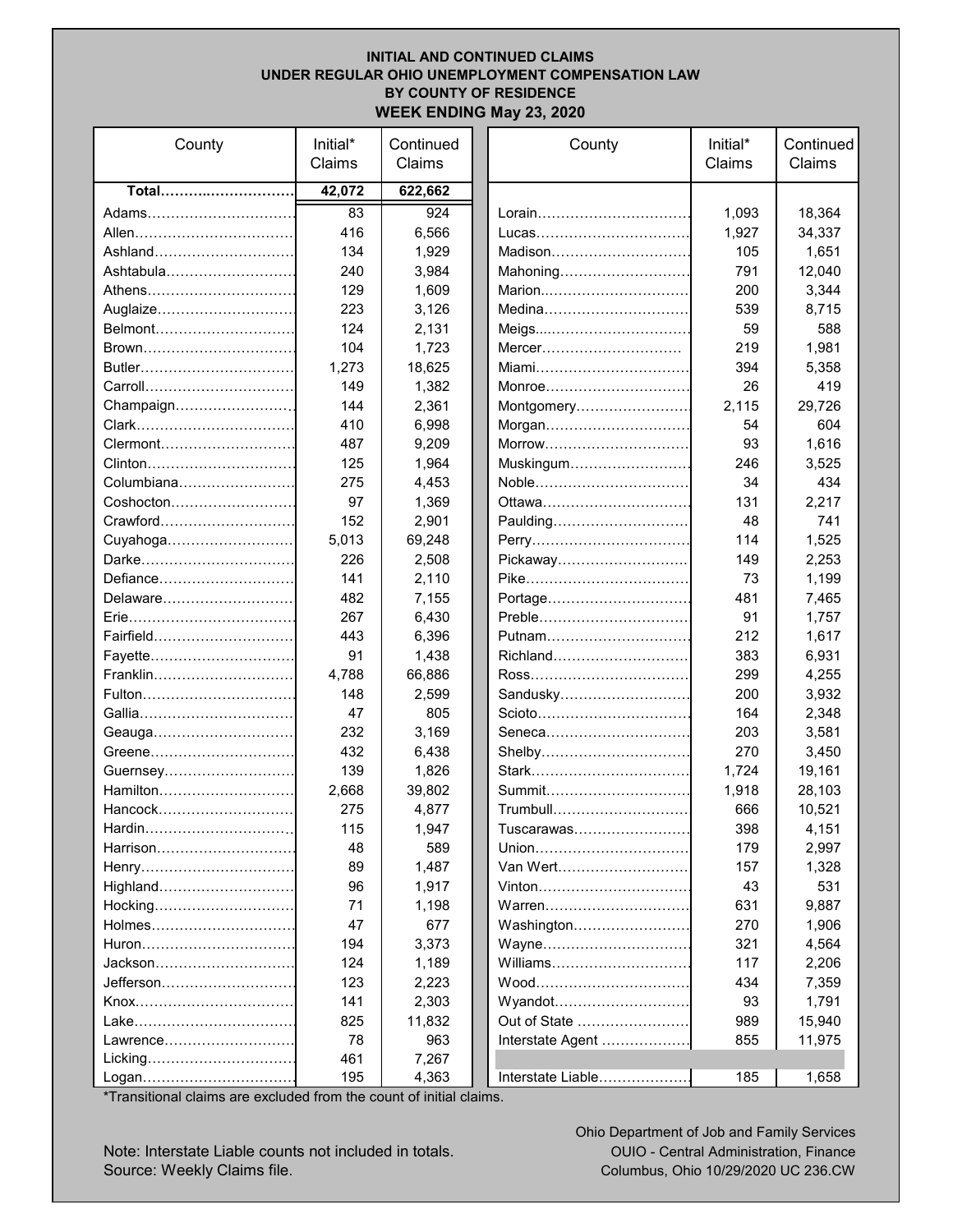**INITIAL AND CONTINUED CLAIMS**
**UNDER REGULAR OHIO UNEMPLOYMENT COMPENSATION LAW**
**BY COUNTY OF RESIDENCE**
**WEEK ENDING May 23, 2020**

| County | Initial* Claims | Continued Claims | County | Initial* Claims | Continued Claims |
|---|---|---|---|---|---|
| **Total** | **42,072** | **622,662** | | | |
| Adams | 83 | 924 | Lorain | 1,093 | 18,364 |
| Allen | 416 | 6,566 | Lucas | 1,927 | 34,337 |
| Ashland | 134 | 1,929 | Madison | 105 | 1,651 |
| Ashtabula | 240 | 3,984 | Mahoning | 791 | 12,040 |
| Athens | 129 | 1,609 | Marion | 200 | 3,344 |
| Auglaize | 223 | 3,126 | Medina | 539 | 8,715 |
| Belmont | 124 | 2,131 | Meigs | 59 | 588 |
| Brown | 104 | 1,723 | Mercer | 219 | 1,981 |
| Butler | 1,273 | 18,625 | Miami | 394 | 5,358 |
| Carroll | 149 | 1,382 | Monroe | 26 | 419 |
| Champaign | 144 | 2,361 | Montgomery | 2,115 | 29,726 |
| Clark | 410 | 6,998 | Morgan | 54 | 604 |
| Clermont | 487 | 9,209 | Morrow | 93 | 1,616 |
| Clinton | 125 | 1,964 | Muskingum | 246 | 3,525 |
| Columbiana | 275 | 4,453 | Noble | 34 | 434 |
| Coshocton | 97 | 1,369 | Ottawa | 131 | 2,217 |
| Crawford | 152 | 2,901 | Paulding | 48 | 741 |
| Cuyahoga | 5,013 | 69,248 | Perry | 114 | 1,525 |
| Darke | 226 | 2,508 | Pickaway | 149 | 2,253 |
| Defiance | 141 | 2,110 | Pike | 73 | 1,199 |
| Delaware | 482 | 7,155 | Portage | 481 | 7,465 |
| Erie | 267 | 6,430 | Preble | 91 | 1,757 |
| Fairfield | 443 | 6,396 | Putnam | 212 | 1,617 |
| Fayette | 91 | 1,438 | Richland | 383 | 6,931 |
| Franklin | 4,788 | 66,886 | Ross | 299 | 4,255 |
| Fulton | 148 | 2,599 | Sandusky | 200 | 3,932 |
| Gallia | 47 | 805 | Scioto | 164 | 2,348 |
| Geauga | 232 | 3,169 | Seneca | 203 | 3,581 |
| Greene | 432 | 6,438 | Shelby | 270 | 3,450 |
| Guernsey | 139 | 1,826 | Stark | 1,724 | 19,161 |
| Hamilton | 2,668 | 39,802 | Summit | 1,918 | 28,103 |
| Hancock | 275 | 4,877 | Trumbull | 666 | 10,521 |
| Hardin | 115 | 1,947 | Tuscarawas | 398 | 4,151 |
| Harrison | 48 | 589 | Union | 179 | 2,997 |
| Henry | 89 | 1,487 | Van Wert | 157 | 1,328 |
| Highland | 96 | 1,917 | Vinton | 43 | 531 |
| Hocking | 71 | 1,198 | Warren | 631 | 9,887 |
| Holmes | 47 | 677 | Washington | 270 | 1,906 |
| Huron | 194 | 3,373 | Wayne | 321 | 4,564 |
| Jackson | 124 | 1,189 | Williams | 117 | 2,206 |
| Jefferson | 123 | 2,223 | Wood | 434 | 7,359 |
| Knox | 141 | 2,303 | Wyandot | 93 | 1,791 |
| Lake | 825 | 11,832 | Out of State | 989 | 15,940 |
| Lawrence | 78 | 963 | Interstate Agent | 855 | 11,975 |
| Licking | 461 | 7,267 | | | |
| Logan | 195 | 4,363 | Interstate Liable | 185 | 1,658 |

*Transitional claims are excluded from the count of initial claims.

Note: Interstate Liable counts not included in totals.
Source: Weekly Claims file.

Ohio Department of Job and Family Services
OUIO - Central Administration, Finance
Columbus, Ohio 10/29/2020 UC 236.CW